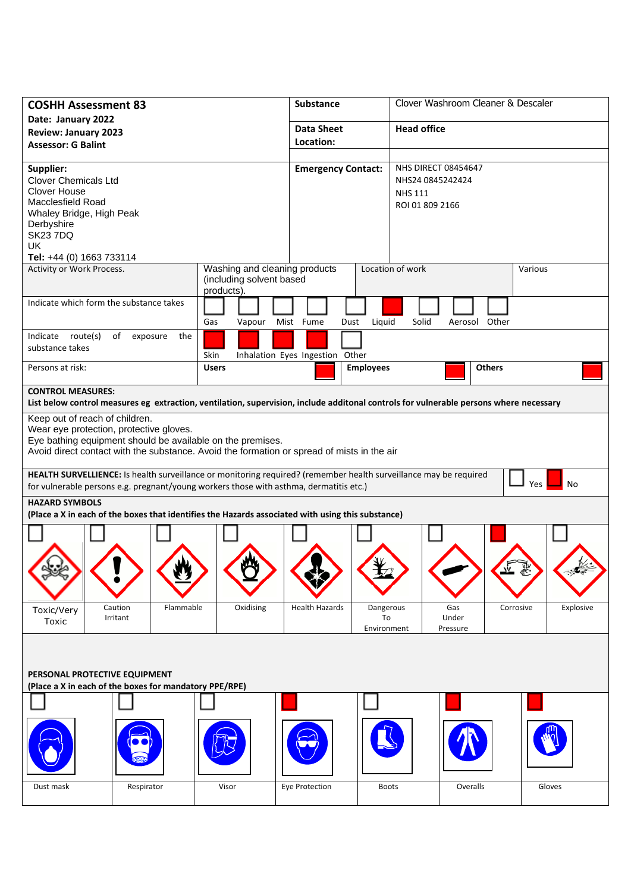| | | | |
|---|---|---|---|
| **COSHH Assessment 83**<br>**Date: January 2022**<br>**Review: January 2023**<br>**Assessor: G Balint** | **Substance** | Clover Washroom Cleaner & Descaler | |
| | **Data Sheet Location:** | **Head office** | |
| **Supplier:**<br>Clover Chemicals Ltd<br>Clover House<br>Macclesfield Road<br>Whaley Bridge, High Peak<br>Derbyshire<br>SK23 7DQ<br>UK<br>**Tel:** +44 (0) 1663 733114 | **Emergency Contact:** | NHS DIRECT 08454647<br>NHS24 0845242424<br>NHS 111<br>ROI 01 809 2166 | |

| | | | |
|---|---|---|---|
| Activity or Work Process. | Washing and cleaning products (including solvent based products). | Location of work | Various |

| Indicate which form the substance takes | Gas | Vapour | Mist | Fume | Dust | Liquid | Solid | Aerosol | Other |
|---|---|---|---|---|---|---|---|---|---|
| | ☐ | ☐ | ☐ | ☐ | ☐ | ☒ | ☐ | ☐ | ☐ |

| Indicate route(s) of exposure the substance takes | Skin | Inhalation | Eyes | Ingestion | Other |
|---|---|---|---|---|---|
| | ☒ | ☒ | ☒ | ☒ | ☐ |

| Persons at risk: | **Users** | **Employees** | **Others** |
|---|---|---|---|
| | ☒ | ☒ | ☒ |

**CONTROL MEASURES:**
**List below control measures eg extraction, ventilation, supervision, include additonal controls for vulnerable persons where necessary**

Keep out of reach of children.
Wear eye protection, protective gloves.
Eye bathing equipment should be available on the premises.
Avoid direct contact with the substance. Avoid the formation or spread of mists in the air

**HEALTH SURVELLIENCE:** Is health surveillance or monitoring required? (remember health surveillance may be required for vulnerable persons e.g. pregnant/young workers those with asthma, dermatitis etc.)

☐ Yes ☒ No

**HAZARD SYMBOLS**
**(Place a X in each of the boxes that identifies the Hazards associated with using this substance)**

| Toxic/Very Toxic | Caution Irritant | Flammable | Oxidising | Health Hazards | Dangerous To Environment | Gas Under Pressure | Corrosive | Explosive |
|---|---|---|---|---|---|---|---|---|
| ☐ | ☐ | ☐ | ☐ | ☐ | ☐ | ☐ | ☒ | ☐ |

**PERSONAL PROTECTIVE EQUIPMENT**
**(Place a X in each of the boxes for mandatory PPE/RPE)**

| Dust mask | Respirator | Visor | Eye Protection | Boots | Overalls | Gloves |
|---|---|---|---|---|---|---|
| ☐ | ☐ | ☐ | ☒ | ☐ | ☒ | ☒ |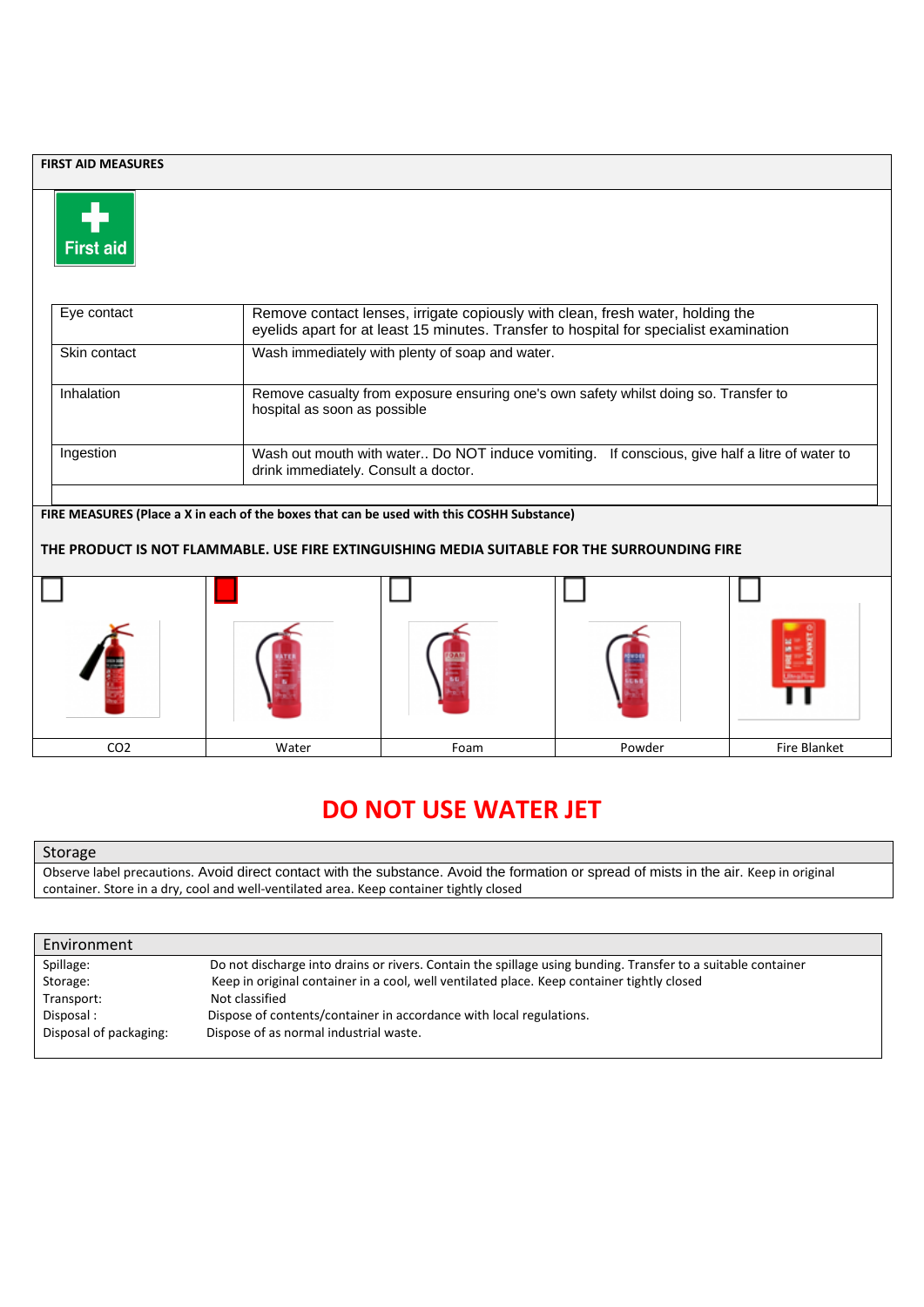## FIRST AID MEASURES

First aid

| | |
|---|---|
| Eye contact | Remove contact lenses, irrigate copiously with clean, fresh water, holding the eyelids apart for at least 15 minutes. Transfer to hospital for specialist examination |
| Skin contact | Wash immediately with plenty of soap and water. |
| Inhalation | Remove casualty from exposure ensuring one's own safety whilst doing so. Transfer to hospital as soon as possible |
| Ingestion | Wash out mouth with water.. Do NOT induce vomiting. If conscious, give half a litre of water to drink immediately. Consult a doctor. |

## FIRE MEASURES (Place a X in each of the boxes that can be used with this COSHH Substance)

**THE PRODUCT IS NOT FLAMMABLE. USE FIRE EXTINGUISHING MEDIA SUITABLE FOR THE SURROUNDING FIRE**

| CO2 | Water | Foam | Powder | Fire Blanket |
|---|---|---|---|---|
| ☐ | ■ | ☐ | ☐ | ☐ |

# DO NOT USE WATER JET

## Storage

Observe label precautions. Avoid direct contact with the substance. Avoid the formation or spread of mists in the air. Keep in original container. Store in a dry, cool and well-ventilated area. Keep container tightly closed

## Environment

| | |
|---|---|
| Spillage: | Do not discharge into drains or rivers. Contain the spillage using bunding. Transfer to a suitable container |
| Storage: | Keep in original container in a cool, well ventilated place. Keep container tightly closed |
| Transport: | Not classified |
| Disposal : | Dispose of contents/container in accordance with local regulations. |
| Disposal of packaging: | Dispose of as normal industrial waste. |